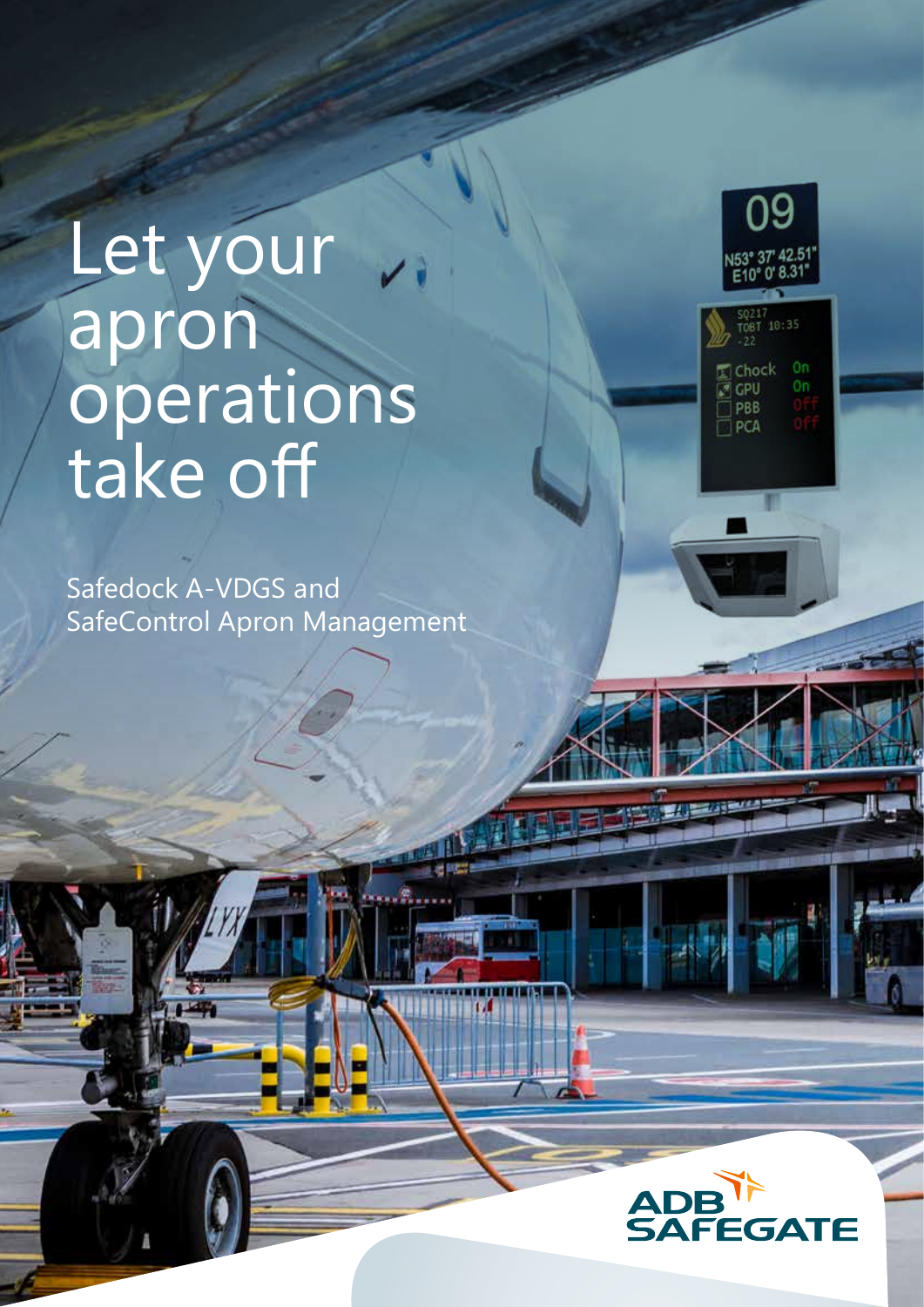# Let your apron operations take off

Safedock A-VDGS and SafeControl Apron Management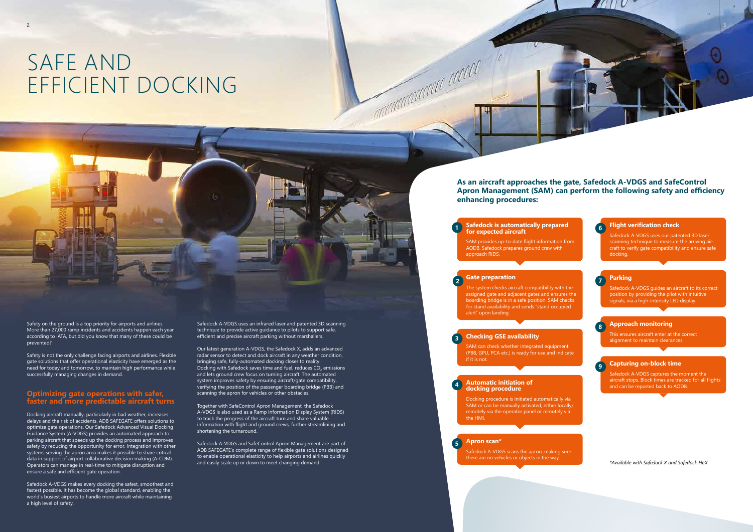# SAFE AND EFFICIENT DOCKING

Safety on the ground is a top priority for airports and airlines. More than 27,000 ramp incidents and accidents happen each year according to IATA, but did you know that many of these could be prevented?

Safety is not the only challenge facing airports and airlines. Flexible gate solutions that offer operational elasticity have emerged as the need for today and tomorrow, to maintain high performance while successfully managing changes in demand.

## Optimizing gate operations with safer, faster and more predictable aircraft turns

Docking aircraft manually, particularly in bad weather, increases delays and the risk of accidents. ADB SAFEGATE offers solutions to optimize gate operations. Our Safedock Advanced Visual Docking Guidance System (A-VDGS) provides an automated approach to parking aircraft that speeds up the docking process and improves safety by reducing the opportunity for error. Integration with other systems serving the apron area makes it possible to share critical data in support of airport collaborative decision making (A-CDM). Operators can manage in real-time to mitigate disruption and ensure a safe and efficient gate operation.

Safedock A-VDGS makes every docking the safest, smoothest and fastest possible. It has become the global standard, enabling the world's busiest airports to handle more aircraft while maintaining a high level of safety.

Safedock A-VDGS uses an infrared laser and patented 3D scanning technique to provide active guidance to pilots to support safe, efficient and precise aircraft parking without marshallers.

Our latest generation A-VDGS, the Safedock X, adds an advanced radar sensor to detect and dock aircraft in any weather condition, bringing safe, fully-automated docking closer to reality. Docking with Safedock saves time and fuel, reduces $CO_2$ emissions and lets ground crew focus on turning aircraft. The automated system improves safety by ensuring aircraft/gate compatibility, verifying the position of the passenger boarding bridge (PBB) and scanning the apron for vehicles or other obstacles.

Together with SafeControl Apron Management, the Safedock A-VDGS is also used as a Ramp Information Display System (RIDS) to track the progress of the aircraft turn and share valuable information with flight and ground crews, further streamlining and shortening the turnaround.

Safedock A-VDGS and SafeControl Apron Management are part of ADB SAFEGATE's complete range of flexible gate solutions designed to enable operational elasticity to help airports and airlines quickly and easily scale up or down to meet changing demand.

**As an aircraft approaches the gate, Safedock A-VDGS and SafeControl Apron Management (SAM) can perform the following safety and efficiency enhancing procedures:**

1. **Safedock is automatically prepared for expected aircraft**
   SAM provides up-to-date flight information from AODB. Safedock prepares ground crew with approach RIDS.

2. **Gate preparation**
   The system checks aircraft compatibility with the assigned gate and adjacent gates and ensures the boarding bridge is in a safe position. SAM checks for stand availability and sends "stand occupied alert" upon landing.

3. **Checking GSE availability**
   SAM can check whether integrated equipment (PBB, GPU, PCA etc.) is ready for use and indicate if it is not.

4. **Automatic initiation of docking procedure**
   Docking procedure is initiated automatically via SAM or can be manually activated, either locally/remotely via the operator panel or remotely via the HMI.

5. **Apron scan***
   Safedock A-VDGS scans the apron, making sure there are no vehicles or objects in the way.

6. **Flight verification check**
   Safedock A-VDGS uses our patented 3D laser scanning technique to measure the arriving aircraft to verify gate compatibility and ensure safe docking.

7. **Parking**
   Safedock A-VDGS guides an aircraft to its correct position by providing the pilot with intuitive signals, via a high-intensity LED display.

8. **Approach monitoring**
   This ensures aircraft enter at the correct alignment to maintain clearances.

9. **Capturing on-block time**
   Safedock A-VDGS captures the moment the aircraft stops. Block times are tracked for all flights and can be reported back to AODB.

*\*Available with Safedock X and Safedock FleX*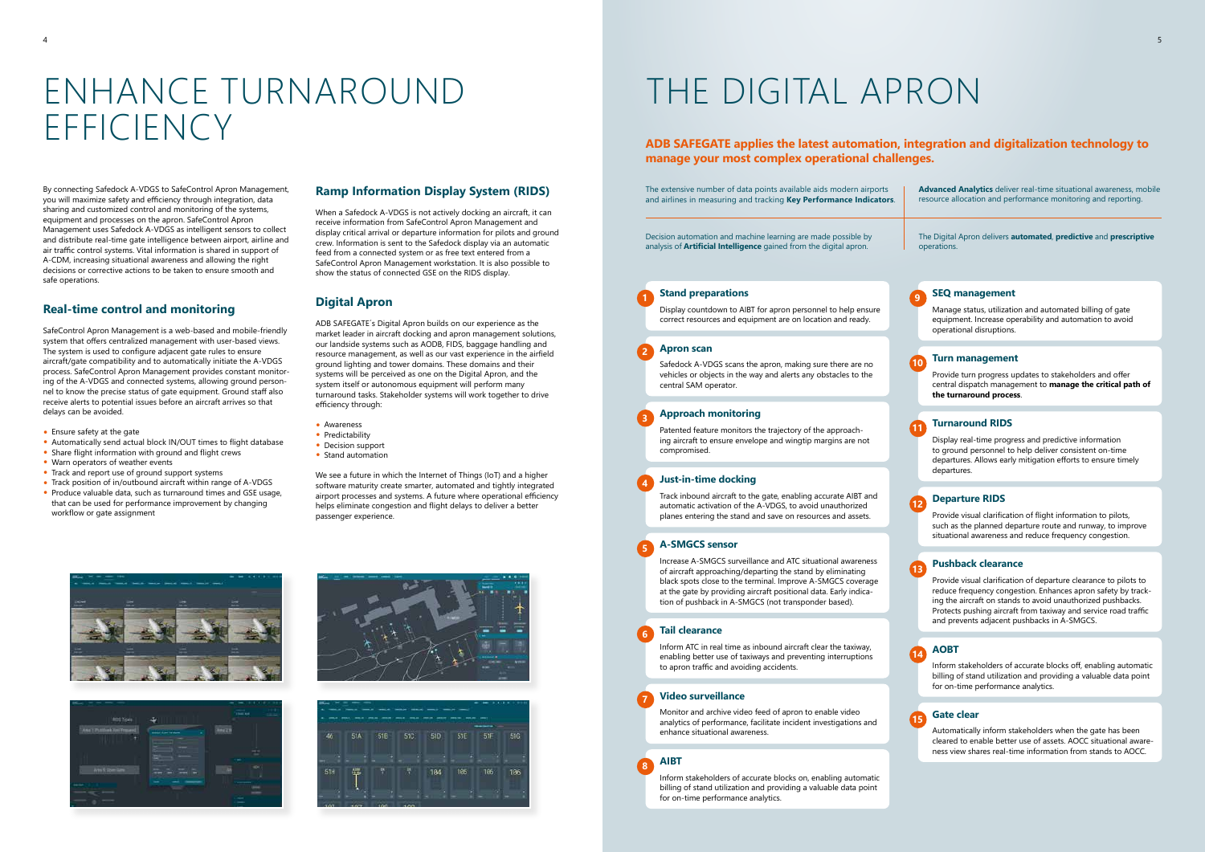# ENHANCE TURNAROUND EFFICIENCY

By connecting Safedock A-VDGS to SafeControl Apron Management, you will maximize safety and efficiency through integration, data sharing and customized control and monitoring of the systems, equipment and processes on the apron. SafeControl Apron Management uses Safedock A-VDGS as intelligent sensors to collect and distribute real-time gate intelligence between airport, airline and air traffic control systems. Vital information is shared in support of A-CDM, increasing situational awareness and allowing the right decisions or corrective actions to be taken to ensure smooth and safe operations.

## Real-time control and monitoring

SafeControl Apron Management is a web-based and mobile-friendly system that offers centralized management with user-based views. The system is used to configure adjacent gate rules to ensure aircraft/gate compatibility and to automatically initiate the A-VDGS process. SafeControl Apron Management provides constant monitoring of the A-VDGS and connected systems, allowing ground personnel to know the precise status of gate equipment. Ground staff also receive alerts to potential issues before an aircraft arrives so that delays can be avoided.

- Ensure safety at the gate
- Automatically send actual block IN/OUT times to flight database
- Share flight information with ground and flight crews
- Warn operators of weather events
- Track and report use of ground support systems
- Track position of in/outbound aircraft within range of A-VDGS
- Produce valuable data, such as turnaround times and GSE usage, that can be used for performance improvement by changing workflow or gate assignment

## Ramp Information Display System (RIDS)

When a Safedock A-VDGS is not actively docking an aircraft, it can receive information from SafeControl Apron Management and display critical arrival or departure information for pilots and ground crew. Information is sent to the Safedock display via an automatic feed from a connected system or as free text entered from a SafeControl Apron Management workstation. It is also possible to show the status of connected GSE on the RIDS display.

## Digital Apron

ADB SAFEGATE´s Digital Apron builds on our experience as the market leader in aircraft docking and apron management solutions, our landside systems such as AODB, FIDS, baggage handling and resource management, as well as our vast experience in the airfield ground lighting and tower domains. These domains and their systems will be perceived as one on the Digital Apron, and the system itself or autonomous equipment will perform many turnaround tasks. Stakeholder systems will work together to drive efficiency through:

- Awareness
- Predictability
- Decision support
- Stand automation

We see a future in which the Internet of Things (IoT) and a higher software maturity create smarter, automated and tightly integrated airport processes and systems. A future where operational efficiency helps eliminate congestion and flight delays to deliver a better passenger experience.

# THE DIGITAL APRON

**ADB SAFEGATE applies the latest automation, integration and digitalization technology to manage your most complex operational challenges.**

The extensive number of data points available aids modern airports and airlines in measuring and tracking **Key Performance Indicators**.

**Advanced Analytics** deliver real-time situational awareness, mobile resource allocation and performance monitoring and reporting.

Decision automation and machine learning are made possible by analysis of **Artificial Intelligence** gained from the digital apron.

The Digital Apron delivers **automated**, **predictive** and **prescriptive** operations.

### 1 Stand preparations

Display countdown to AIBT for apron personnel to help ensure correct resources and equipment are on location and ready.

### 2 Apron scan

Safedock A-VDGS scans the apron, making sure there are no vehicles or objects in the way and alerts any obstacles to the central SAM operator.

### 3 Approach monitoring

Patented feature monitors the trajectory of the approaching aircraft to ensure envelope and wingtip margins are not compromised.

### 4 Just-in-time docking

Track inbound aircraft to the gate, enabling accurate AIBT and automatic activation of the A-VDGS, to avoid unauthorized planes entering the stand and save on resources and assets.

### 5 A-SMGCS sensor

Increase A-SMGCS surveillance and ATC situational awareness of aircraft approaching/departing the stand by eliminating black spots close to the terminal. Improve A-SMGCS coverage at the gate by providing aircraft positional data. Early indication of pushback in A-SMGCS (not transponder based).

### 6 Tail clearance

Inform ATC in real time as inbound aircraft clear the taxiway, enabling better use of taxiways and preventing interruptions to apron traffic and avoiding accidents.

### 7 Video surveillance

Monitor and archive video feed of apron to enable video analytics of performance, facilitate incident investigations and enhance situational awareness.

### 8 AIBT

Inform stakeholders of accurate blocks on, enabling automatic billing of stand utilization and providing a valuable data point for on-time performance analytics.

### 9 SEQ management

Manage status, utilization and automated billing of gate equipment. Increase operability and automation to avoid operational disruptions.

### 10 Turn management

Provide turn progress updates to stakeholders and offer central dispatch management to **manage the critical path of the turnaround process**.

### 11 Turnaround RIDS

Display real-time progress and predictive information to ground personnel to help deliver consistent on-time departures. Allows early mitigation efforts to ensure timely departures.

### 12 Departure RIDS

Provide visual clarification of flight information to pilots, such as the planned departure route and runway, to improve situational awareness and reduce frequency congestion.

### 13 Pushback clearance

Provide visual clarification of departure clearance to pilots to reduce frequency congestion. Enhances apron safety by tracking the aircraft on stands to avoid unauthorized pushbacks. Protects pushing aircraft from taxiway and service road traffic and prevents adjacent pushbacks in A-SMGCS.

### 14 AOBT

Inform stakeholders of accurate blocks off, enabling automatic billing of stand utilization and providing a valuable data point for on-time performance analytics.

### 15 Gate clear

Automatically inform stakeholders when the gate has been cleared to enable better use of assets. AOCC situational awareness view shares real-time information from stands to AOCC.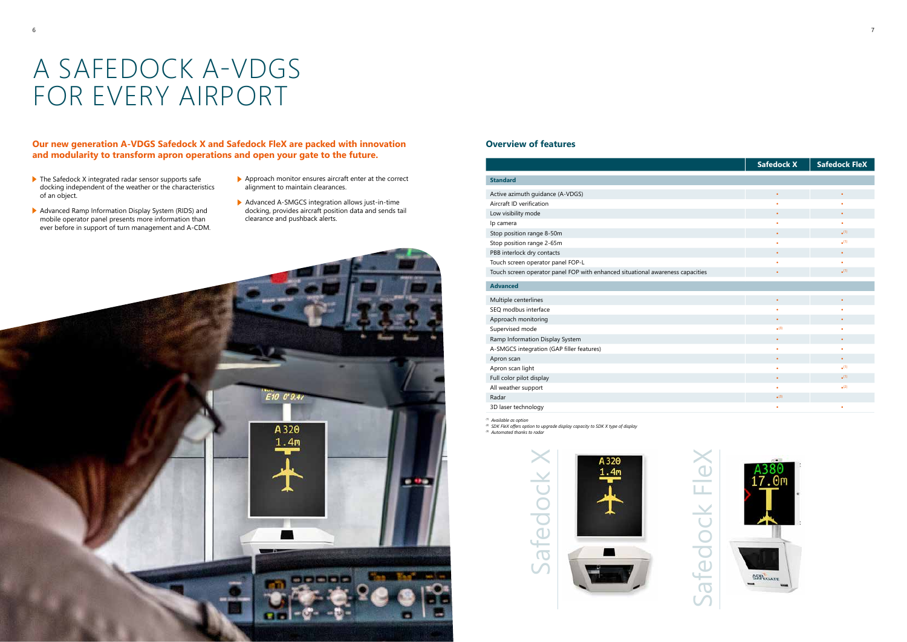# A SAFEDOCK A-VDGS FOR EVERY AIRPORT

**Our new generation A-VDGS Safedock X and Safedock FleX are packed with innovation and modularity to transform apron operations and open your gate to the future.**

- The Safedock X integrated radar sensor supports safe docking independent of the weather or the characteristics of an object.
- Advanced Ramp Information Display System (RIDS) and mobile operator panel presents more information than ever before in support of turn management and A-CDM.
- Approach monitor ensures aircraft enter at the correct alignment to maintain clearances.
- Advanced A-SMGCS integration allows just-in-time docking, provides aircraft position data and sends tail clearance and pushback alerts.

## Overview of features

| | Safedock X | Safedock FleX |
|---|---|---|
| **Standard** | | |
| Active azimuth guidance (A-VDGS) | • | • |
| Aircraft ID verification | • | • |
| Low visibility mode | • | • |
| Ip camera | • | • |
| Stop position range 8-50m | • | • [1] |
| Stop position range 2-65m | • | • [1] |
| PBB interlock dry contacts | • | • |
| Touch screen operator panel FOP-L | • | • |
| Touch screen operator panel FOP with enhanced situational awareness capacities | • | • [1] |
| **Advanced** | | |
| Multiple centerlines | • | • |
| SEQ modbus interface | • | • |
| Approach monitoring | • | • |
| Supervised mode | • [3] | • |
| Ramp Information Display System | • | • |
| A-SMGCS integration (GAP filler features) | • | • |
| Apron scan | • | • |
| Apron scan light | • | • [1] |
| Full color pilot display | • | • [1] |
| All weather support | • | • [2] |
| Radar | • [3] | |
| 3D laser technology | • | • |

*[1] Available as option*
*[2] SDK FleX offers option to upgrade display capacity to SDK X type of display*
*[3] Automated thanks to radar*

Safedock X

Safedock FleX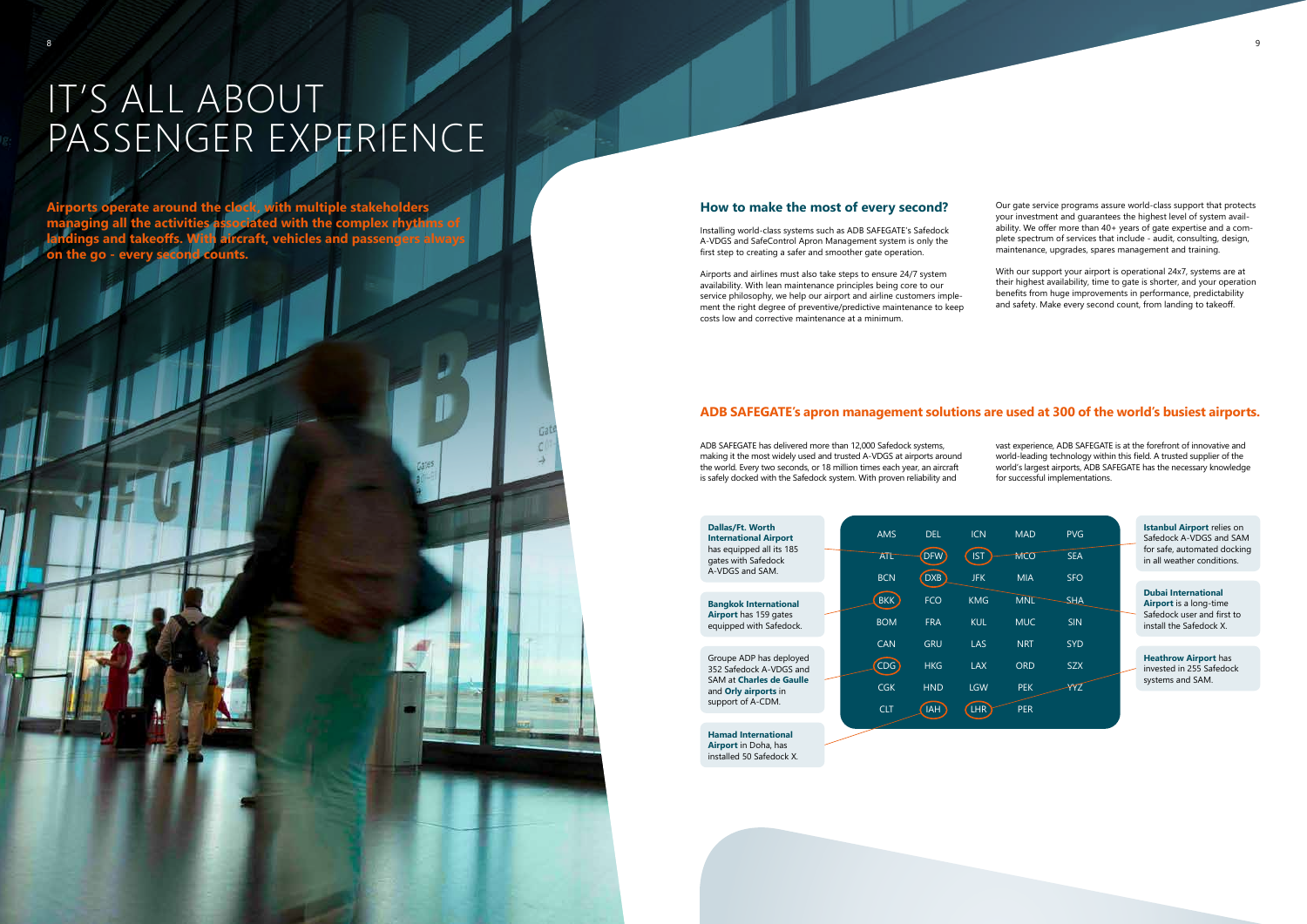# IT'S ALL ABOUT PASSENGER EXPERIENCE

**Airports operate around the clock, with multiple stakeholders managing all the activities associated with the complex rhythms of landings and takeoffs. With aircraft, vehicles and passengers always on the go - every second counts.**

## How to make the most of every second?

Installing world-class systems such as ADB SAFEGATE's Safedock A-VDGS and SafeControl Apron Management system is only the first step to creating a safer and smoother gate operation.

Airports and airlines must also take steps to ensure 24/7 system availability. With lean maintenance principles being core to our service philosophy, we help our airport and airline customers implement the right degree of preventive/predictive maintenance to keep costs low and corrective maintenance at a minimum.

Our gate service programs assure world-class support that protects your investment and guarantees the highest level of system availability. We offer more than 40+ years of gate expertise and a complete spectrum of services that include - audit, consulting, design, maintenance, upgrades, spares management and training.

With our support your airport is operational 24x7, systems are at their highest availability, time to gate is shorter, and your operation benefits from huge improvements in performance, predictability and safety. Make every second count, from landing to takeoff.

## ADB SAFEGATE's apron management solutions are used at 300 of the world's busiest airports.

ADB SAFEGATE has delivered more than 12,000 Safedock systems, making it the most widely used and trusted A-VDGS at airports around the world. Every two seconds, or 18 million times each year, an aircraft is safely docked with the Safedock system. With proven reliability and vast experience, ADB SAFEGATE is at the forefront of innovative and world-leading technology within this field. A trusted supplier of the world's largest airports, ADB SAFEGATE has the necessary knowledge for successful implementations.

| | | | | |
|---|---|---|---|---|
| AMS | DEL | ICN | MAD | PVG |
| ATL | DFW | IST | MCO | SEA |
| BCN | DXB | JFK | MIA | SFO |
| BKK | FCO | KMG | MNL | SHA |
| BOM | FRA | KUL | MUC | SIN |
| CAN | GRU | LAS | NRT | SYD |
| CDG | HKG | LAX | ORD | SZX |
| CGK | HND | LGW | PEK | YYZ |
| CLT | IAH | LHR | PER | |

**Dallas/Ft. Worth International Airport** has equipped all its 185 gates with Safedock A-VDGS and SAM.

**Bangkok International Airport** has 159 gates equipped with Safedock.

Groupe ADP has deployed 352 Safedock A-VDGS and SAM at **Charles de Gaulle** and **Orly airports** in support of A-CDM.

**Hamad International Airport** in Doha, has installed 50 Safedock X.

**Istanbul Airport** relies on Safedock A-VDGS and SAM for safe, automated docking in all weather conditions.

**Dubai International Airport** is a long-time Safedock user and first to install the Safedock X.

**Heathrow Airport** has invested in 255 Safedock systems and SAM.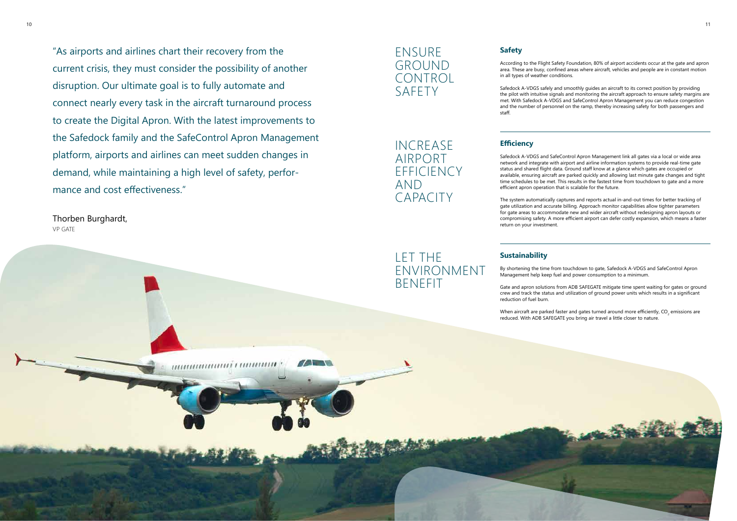"As airports and airlines chart their recovery from the current crisis, they must consider the possibility of another disruption. Our ultimate goal is to fully automate and connect nearly every task in the aircraft turnaround process to create the Digital Apron. With the latest improvements to the Safedock family and the SafeControl Apron Management platform, airports and airlines can meet sudden changes in demand, while maintaining a high level of safety, performance and cost effectiveness."

Thorben Burghardt,
VP GATE

## ENSURE GROUND CONTROL SAFETY

### Safety

According to the Flight Safety Foundation, 80% of airport accidents occur at the gate and apron area. These are busy, confined areas where aircraft, vehicles and people are in constant motion in all types of weather conditions.

Safedock A-VDGS safely and smoothly guides an aircraft to its correct position by providing the pilot with intuitive signals and monitoring the aircraft approach to ensure safety margins are met. With Safedock A-VDGS and SafeControl Apron Management you can reduce congestion and the number of personnel on the ramp, thereby increasing safety for both passengers and staff.

## INCREASE AIRPORT EFFICIENCY AND CAPACITY

### Efficiency

Safedock A-VDGS and SafeControl Apron Management link all gates via a local or wide area network and integrate with airport and airline information systems to provide real-time gate status and shared flight data. Ground staff know at a glance which gates are occupied or available, ensuring aircraft are parked quickly and allowing last minute gate changes and tight time schedules to be met. This results in the fastest time from touchdown to gate and a more efficient apron operation that is scalable for the future.

The system automatically captures and reports actual in-and-out times for better tracking of gate utilization and accurate billing. Approach monitor capabilities allow tighter parameters for gate areas to accommodate new and wider aircraft without redesigning apron layouts or compromising safety. A more efficient airport can defer costly expansion, which means a faster return on your investment.

## LET THE ENVIRONMENT BENEFIT

### Sustainability

By shortening the time from touchdown to gate, Safedock A-VDGS and SafeControl Apron Management help keep fuel and power consumption to a minimum.

Gate and apron solutions from ADB SAFEGATE mitigate time spent waiting for gates or ground crew and track the status and utilization of ground power units which results in a significant reduction of fuel burn.

When aircraft are parked faster and gates turned around more efficiently, $CO_2$ emissions are reduced. With ADB SAFEGATE you bring air travel a little closer to nature.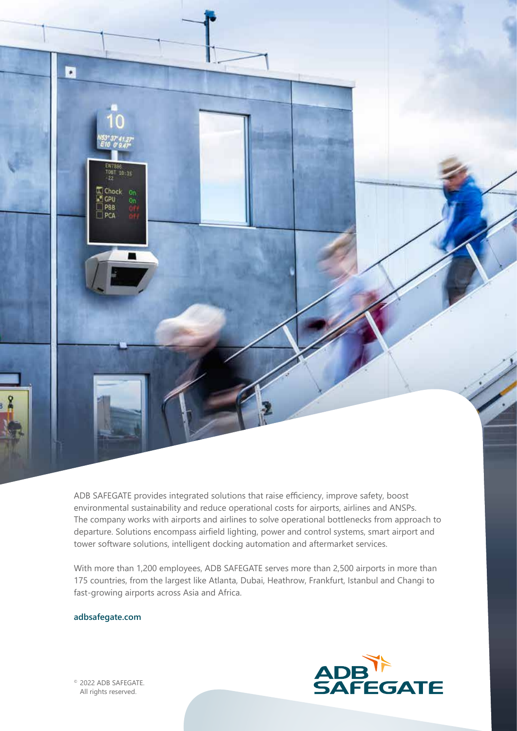ADB SAFEGATE provides integrated solutions that raise efficiency, improve safety, boost environmental sustainability and reduce operational costs for airports, airlines and ANSPs. The company works with airports and airlines to solve operational bottlenecks from approach to departure. Solutions encompass airfield lighting, power and control systems, smart airport and tower software solutions, intelligent docking automation and aftermarket services.

With more than 1,200 employees, ADB SAFEGATE serves more than 2,500 airports in more than 175 countries, from the largest like Atlanta, Dubai, Heathrow, Frankfurt, Istanbul and Changi to fast-growing airports across Asia and Africa.

**adbsafegate.com**

© 2022 ADB SAFEGATE.
All rights reserved.